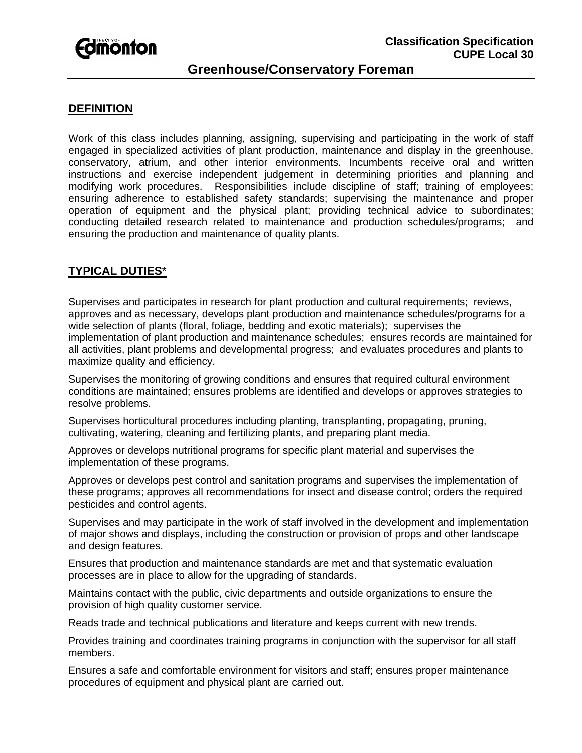Classification Specification
CUPE Local 30

# Greenhouse/Conservatory Foreman

## DEFINITION

Work of this class includes planning, assigning, supervising and participating in the work of staff engaged in specialized activities of plant production, maintenance and display in the greenhouse, conservatory, atrium, and other interior environments. Incumbents receive oral and written instructions and exercise independent judgement in determining priorities and planning and modifying work procedures. Responsibilities include discipline of staff; training of employees; ensuring adherence to established safety standards; supervising the maintenance and proper operation of equipment and the physical plant; providing technical advice to subordinates; conducting detailed research related to maintenance and production schedules/programs; and ensuring the production and maintenance of quality plants.

## TYPICAL DUTIES*

Supervises and participates in research for plant production and cultural requirements; reviews, approves and as necessary, develops plant production and maintenance schedules/programs for a wide selection of plants (floral, foliage, bedding and exotic materials); supervises the implementation of plant production and maintenance schedules; ensures records are maintained for all activities, plant problems and developmental progress; and evaluates procedures and plants to maximize quality and efficiency.

Supervises the monitoring of growing conditions and ensures that required cultural environment conditions are maintained; ensures problems are identified and develops or approves strategies to resolve problems.

Supervises horticultural procedures including planting, transplanting, propagating, pruning, cultivating, watering, cleaning and fertilizing plants, and preparing plant media.

Approves or develops nutritional programs for specific plant material and supervises the implementation of these programs.

Approves or develops pest control and sanitation programs and supervises the implementation of these programs; approves all recommendations for insect and disease control; orders the required pesticides and control agents.

Supervises and may participate in the work of staff involved in the development and implementation of major shows and displays, including the construction or provision of props and other landscape and design features.

Ensures that production and maintenance standards are met and that systematic evaluation processes are in place to allow for the upgrading of standards.

Maintains contact with the public, civic departments and outside organizations to ensure the provision of high quality customer service.

Reads trade and technical publications and literature and keeps current with new trends.

Provides training and coordinates training programs in conjunction with the supervisor for all staff members.

Ensures a safe and comfortable environment for visitors and staff; ensures proper maintenance procedures of equipment and physical plant are carried out.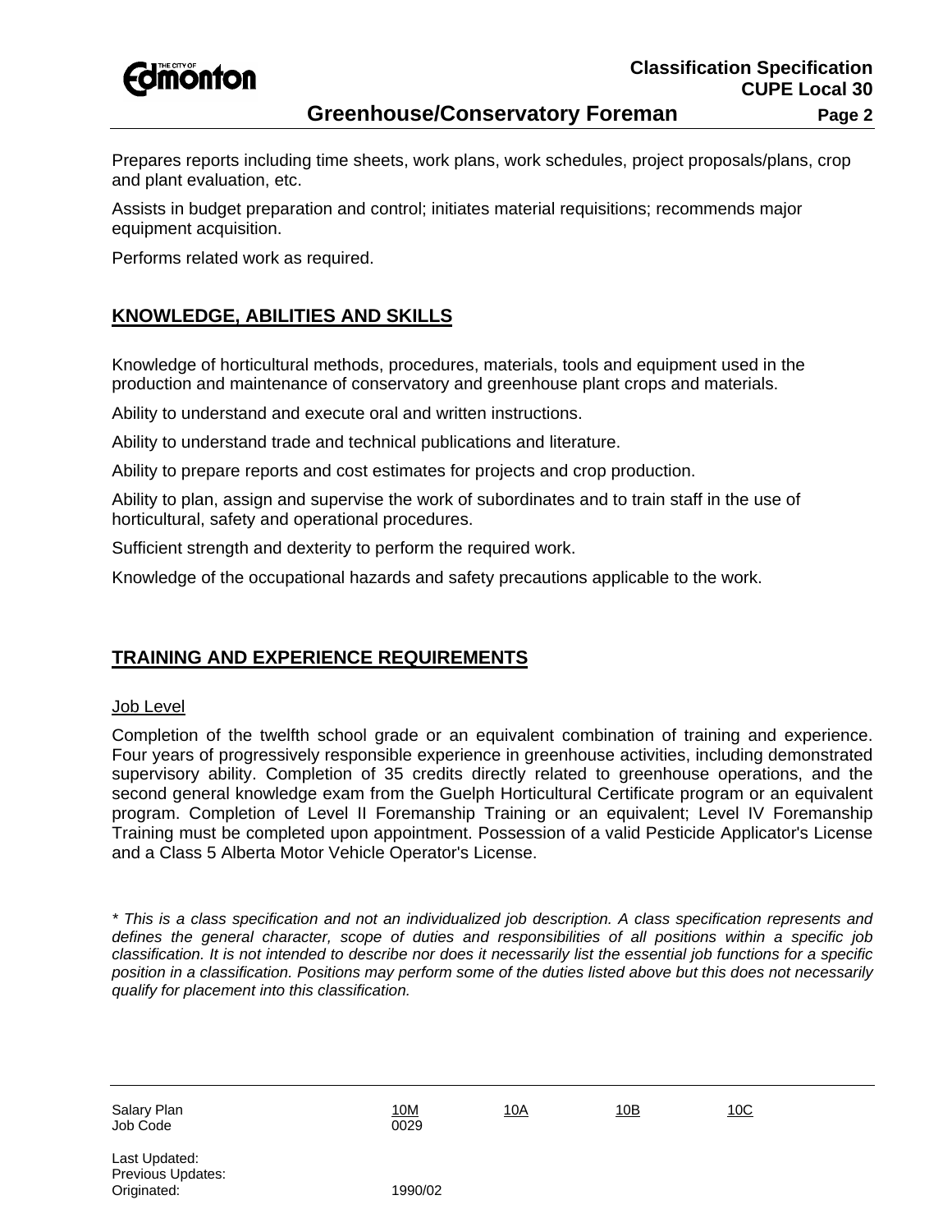Prepares reports including time sheets, work plans, work schedules, project proposals/plans, crop and plant evaluation, etc.

Assists in budget preparation and control; initiates material requisitions; recommends major equipment acquisition.

Performs related work as required.

## KNOWLEDGE, ABILITIES AND SKILLS

Knowledge of horticultural methods, procedures, materials, tools and equipment used in the production and maintenance of conservatory and greenhouse plant crops and materials.

Ability to understand and execute oral and written instructions.

Ability to understand trade and technical publications and literature.

Ability to prepare reports and cost estimates for projects and crop production.

Ability to plan, assign and supervise the work of subordinates and to train staff in the use of horticultural, safety and operational procedures.

Sufficient strength and dexterity to perform the required work.

Knowledge of the occupational hazards and safety precautions applicable to the work.

## TRAINING AND EXPERIENCE REQUIREMENTS

### Job Level

Completion of the twelfth school grade or an equivalent combination of training and experience. Four years of progressively responsible experience in greenhouse activities, including demonstrated supervisory ability. Completion of 35 credits directly related to greenhouse operations, and the second general knowledge exam from the Guelph Horticultural Certificate program or an equivalent program. Completion of Level II Foremanship Training or an equivalent; Level IV Foremanship Training must be completed upon appointment. Possession of a valid Pesticide Applicator's License and a Class 5 Alberta Motor Vehicle Operator's License.

*\* This is a class specification and not an individualized job description. A class specification represents and defines the general character, scope of duties and responsibilities of all positions within a specific job classification. It is not intended to describe nor does it necessarily list the essential job functions for a specific position in a classification. Positions may perform some of the duties listed above but this does not necessarily qualify for placement into this classification.*

| | | | | |
|---|---|---|---|---|
| Salary Plan | 10M | 10A | 10B | 10C |
| Job Code | 0029 | | | |

Last Updated:
Previous Updates:
Originated: 1990/02